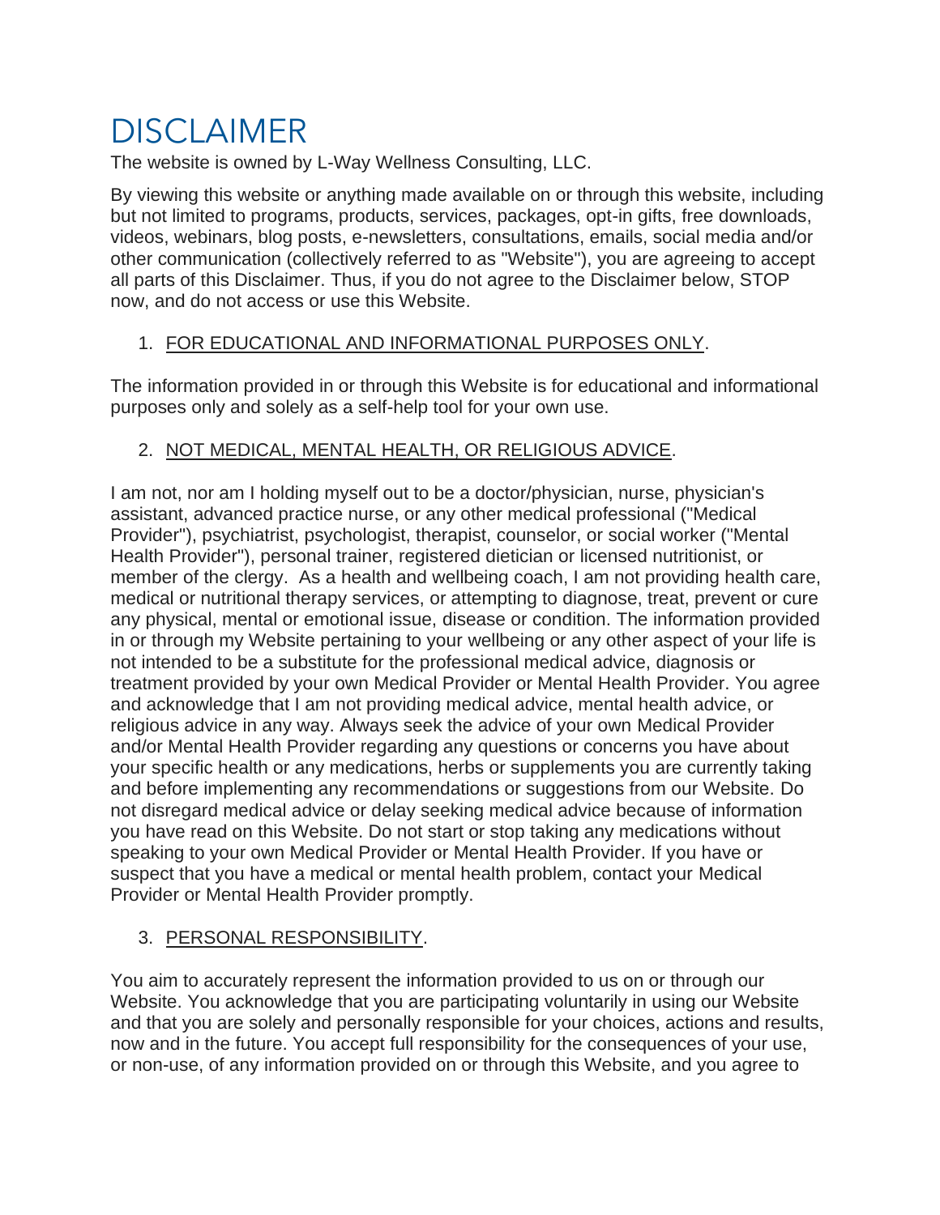# DISCLAIMER

The website is owned by L-Way Wellness Consulting, LLC.

By viewing this website or anything made available on or through this website, including but not limited to programs, products, services, packages, opt-in gifts, free downloads, videos, webinars, blog posts, e-newsletters, consultations, emails, social media and/or other communication (collectively referred to as "Website"), you are agreeing to accept all parts of this Disclaimer. Thus, if you do not agree to the Disclaimer below, STOP now, and do not access or use this Website.

1. FOR EDUCATIONAL AND INFORMATIONAL PURPOSES ONLY.

The information provided in or through this Website is for educational and informational purposes only and solely as a self-help tool for your own use.

2. NOT MEDICAL, MENTAL HEALTH, OR RELIGIOUS ADVICE.

I am not, nor am I holding myself out to be a doctor/physician, nurse, physician's assistant, advanced practice nurse, or any other medical professional ("Medical Provider"), psychiatrist, psychologist, therapist, counselor, or social worker ("Mental Health Provider"), personal trainer, registered dietician or licensed nutritionist, or member of the clergy. As a health and wellbeing coach, I am not providing health care, medical or nutritional therapy services, or attempting to diagnose, treat, prevent or cure any physical, mental or emotional issue, disease or condition. The information provided in or through my Website pertaining to your wellbeing or any other aspect of your life is not intended to be a substitute for the professional medical advice, diagnosis or treatment provided by your own Medical Provider or Mental Health Provider. You agree and acknowledge that I am not providing medical advice, mental health advice, or religious advice in any way. Always seek the advice of your own Medical Provider and/or Mental Health Provider regarding any questions or concerns you have about your specific health or any medications, herbs or supplements you are currently taking and before implementing any recommendations or suggestions from our Website. Do not disregard medical advice or delay seeking medical advice because of information you have read on this Website. Do not start or stop taking any medications without speaking to your own Medical Provider or Mental Health Provider. If you have or suspect that you have a medical or mental health problem, contact your Medical Provider or Mental Health Provider promptly.

3. PERSONAL RESPONSIBILITY.

You aim to accurately represent the information provided to us on or through our Website. You acknowledge that you are participating voluntarily in using our Website and that you are solely and personally responsible for your choices, actions and results, now and in the future. You accept full responsibility for the consequences of your use, or non-use, of any information provided on or through this Website, and you agree to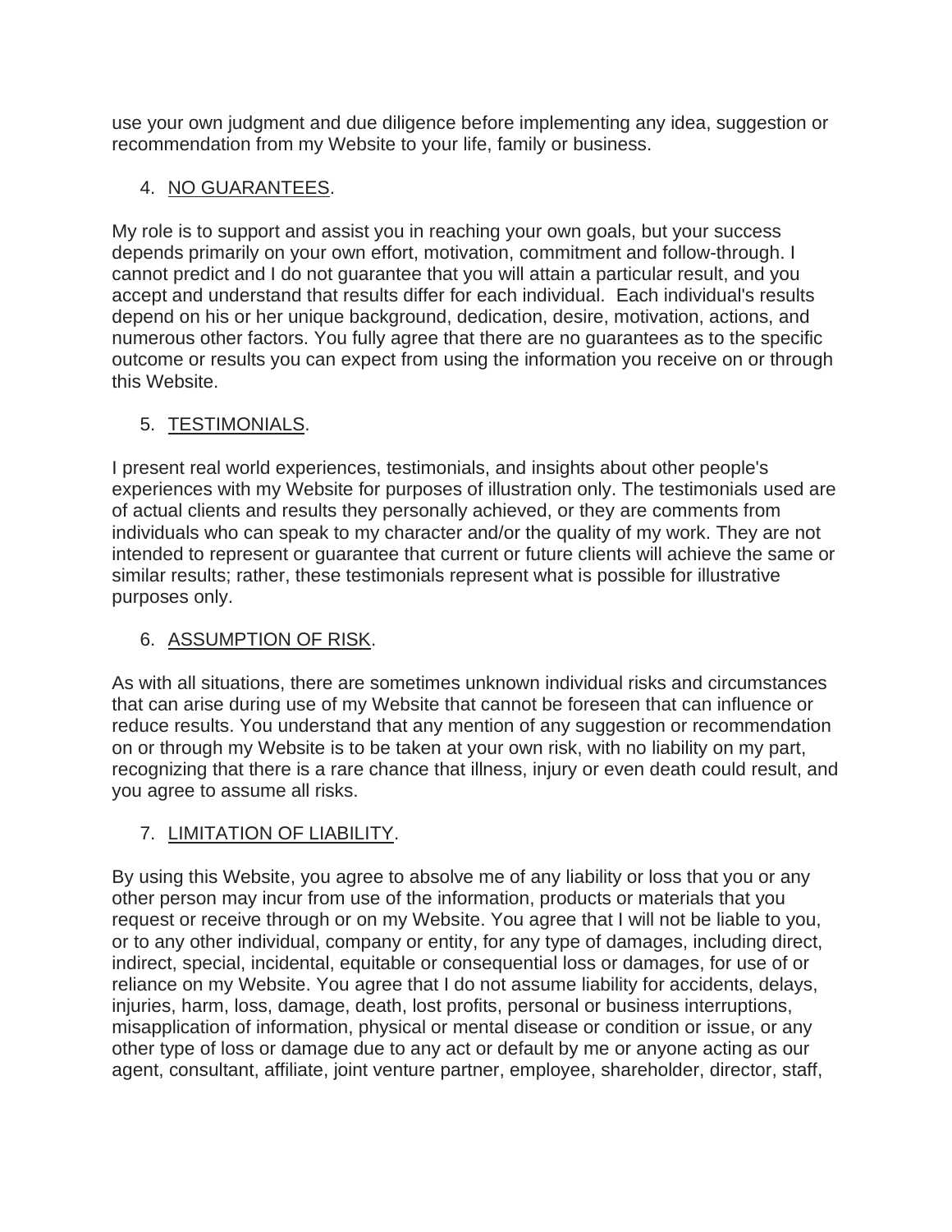use your own judgment and due diligence before implementing any idea, suggestion or recommendation from my Website to your life, family or business.

4. <u>NO GUARANTEES</u>.

My role is to support and assist you in reaching your own goals, but your success depends primarily on your own effort, motivation, commitment and follow-through. I cannot predict and I do not guarantee that you will attain a particular result, and you accept and understand that results differ for each individual. Each individual's results depend on his or her unique background, dedication, desire, motivation, actions, and numerous other factors. You fully agree that there are no guarantees as to the specific outcome or results you can expect from using the information you receive on or through this Website.

5. <u>TESTIMONIALS</u>.

I present real world experiences, testimonials, and insights about other people's experiences with my Website for purposes of illustration only. The testimonials used are of actual clients and results they personally achieved, or they are comments from individuals who can speak to my character and/or the quality of my work. They are not intended to represent or guarantee that current or future clients will achieve the same or similar results; rather, these testimonials represent what is possible for illustrative purposes only.

6. <u>ASSUMPTION OF RISK</u>.

As with all situations, there are sometimes unknown individual risks and circumstances that can arise during use of my Website that cannot be foreseen that can influence or reduce results. You understand that any mention of any suggestion or recommendation on or through my Website is to be taken at your own risk, with no liability on my part, recognizing that there is a rare chance that illness, injury or even death could result, and you agree to assume all risks.

7. <u>LIMITATION OF LIABILITY</u>.

By using this Website, you agree to absolve me of any liability or loss that you or any other person may incur from use of the information, products or materials that you request or receive through or on my Website. You agree that I will not be liable to you, or to any other individual, company or entity, for any type of damages, including direct, indirect, special, incidental, equitable or consequential loss or damages, for use of or reliance on my Website. You agree that I do not assume liability for accidents, delays, injuries, harm, loss, damage, death, lost profits, personal or business interruptions, misapplication of information, physical or mental disease or condition or issue, or any other type of loss or damage due to any act or default by me or anyone acting as our agent, consultant, affiliate, joint venture partner, employee, shareholder, director, staff,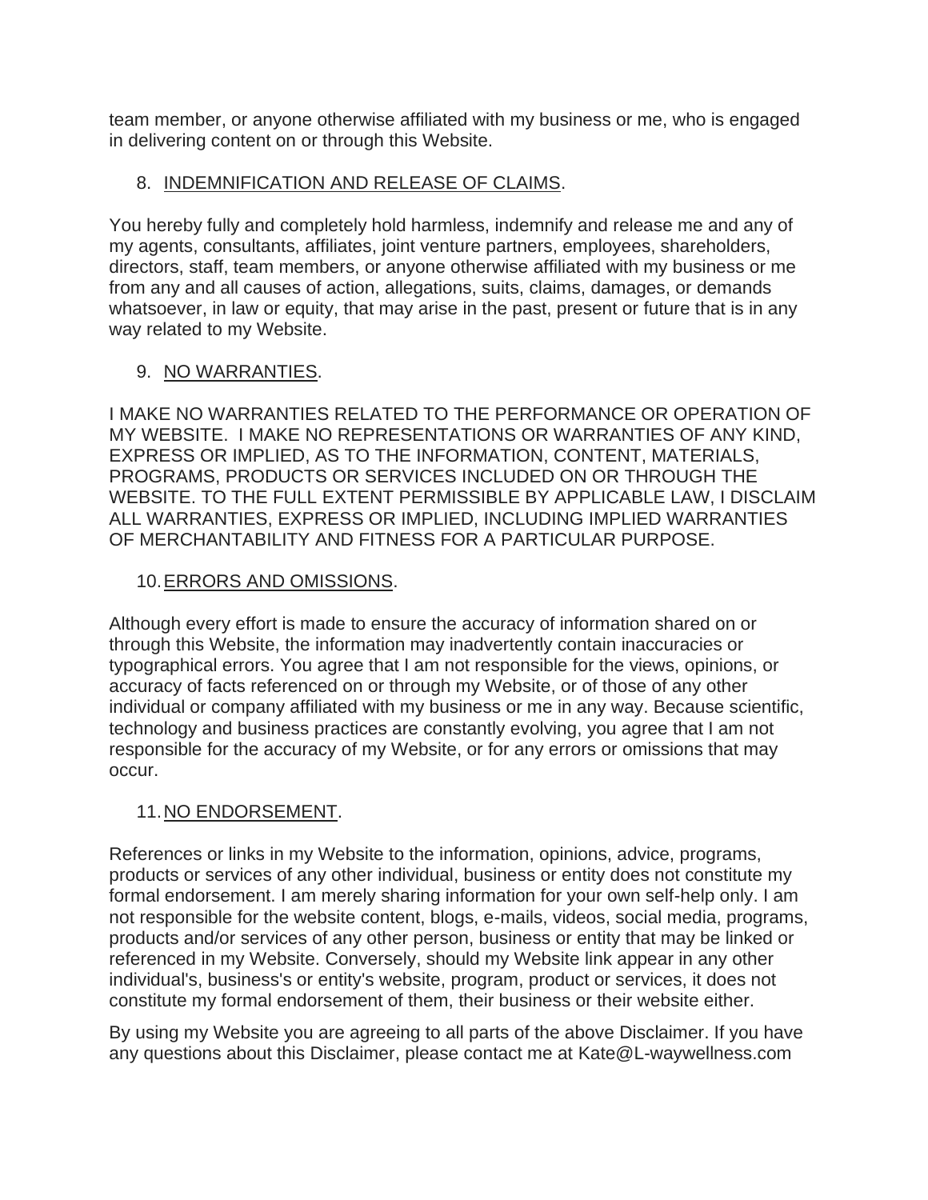team member, or anyone otherwise affiliated with my business or me, who is engaged in delivering content on or through this Website.

8. <u>INDEMNIFICATION AND RELEASE OF CLAIMS</u>.

You hereby fully and completely hold harmless, indemnify and release me and any of my agents, consultants, affiliates, joint venture partners, employees, shareholders, directors, staff, team members, or anyone otherwise affiliated with my business or me from any and all causes of action, allegations, suits, claims, damages, or demands whatsoever, in law or equity, that may arise in the past, present or future that is in any way related to my Website.

9. <u>NO WARRANTIES</u>.

I MAKE NO WARRANTIES RELATED TO THE PERFORMANCE OR OPERATION OF MY WEBSITE. I MAKE NO REPRESENTATIONS OR WARRANTIES OF ANY KIND, EXPRESS OR IMPLIED, AS TO THE INFORMATION, CONTENT, MATERIALS, PROGRAMS, PRODUCTS OR SERVICES INCLUDED ON OR THROUGH THE WEBSITE. TO THE FULL EXTENT PERMISSIBLE BY APPLICABLE LAW, I DISCLAIM ALL WARRANTIES, EXPRESS OR IMPLIED, INCLUDING IMPLIED WARRANTIES OF MERCHANTABILITY AND FITNESS FOR A PARTICULAR PURPOSE.

10. <u>ERRORS AND OMISSIONS</u>.

Although every effort is made to ensure the accuracy of information shared on or through this Website, the information may inadvertently contain inaccuracies or typographical errors. You agree that I am not responsible for the views, opinions, or accuracy of facts referenced on or through my Website, or of those of any other individual or company affiliated with my business or me in any way. Because scientific, technology and business practices are constantly evolving, you agree that I am not responsible for the accuracy of my Website, or for any errors or omissions that may occur.

11. <u>NO ENDORSEMENT</u>.

References or links in my Website to the information, opinions, advice, programs, products or services of any other individual, business or entity does not constitute my formal endorsement. I am merely sharing information for your own self-help only. I am not responsible for the website content, blogs, e-mails, videos, social media, programs, products and/or services of any other person, business or entity that may be linked or referenced in my Website. Conversely, should my Website link appear in any other individual's, business's or entity's website, program, product or services, it does not constitute my formal endorsement of them, their business or their website either.

By using my Website you are agreeing to all parts of the above Disclaimer. If you have any questions about this Disclaimer, please contact me at Kate@L-waywellness.com